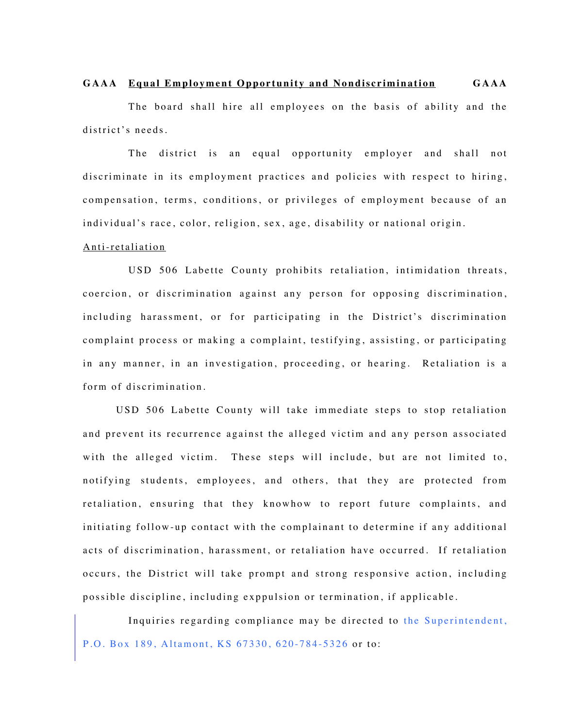**GAAA <u>Equal Employment Opportunity and Nondiscrimination</u> GAAA**

The board shall hire all employees on the basis of ability and the district's needs.

The district is an equal opportunity employer and shall not discriminate in its employment practices and policies with respect to hiring, compensation, terms, conditions, or privileges of employment because of an individual's race, color, religion, sex, age, disability or national origin.

<u>Anti-retaliation</u>

USD 506 Labette County prohibits retaliation, intimidation threats, coercion, or discrimination against any person for opposing discrimination, including harassment, or for participating in the District's discrimination complaint process or making a complaint, testifying, assisting, or participating in any manner, in an investigation, proceeding, or hearing. Retaliation is a form of discrimination.

USD 506 Labette County will take immediate steps to stop retaliation and prevent its recurrence against the alleged victim and any person associated with the alleged victim. These steps will include, but are not limited to, notifying students, employees, and others, that they are protected from retaliation, ensuring that they knowhow to report future complaints, and initiating follow-up contact with the complainant to determine if any additional acts of discrimination, harassment, or retaliation have occurred. If retaliation occurs, the District will take prompt and strong responsive action, including possible discipline, including exppulsion or termination, if applicable.

Inquiries regarding compliance may be directed to the Superintendent, P.O. Box 189, Altamont, KS 67330, 620-784-5326 or to: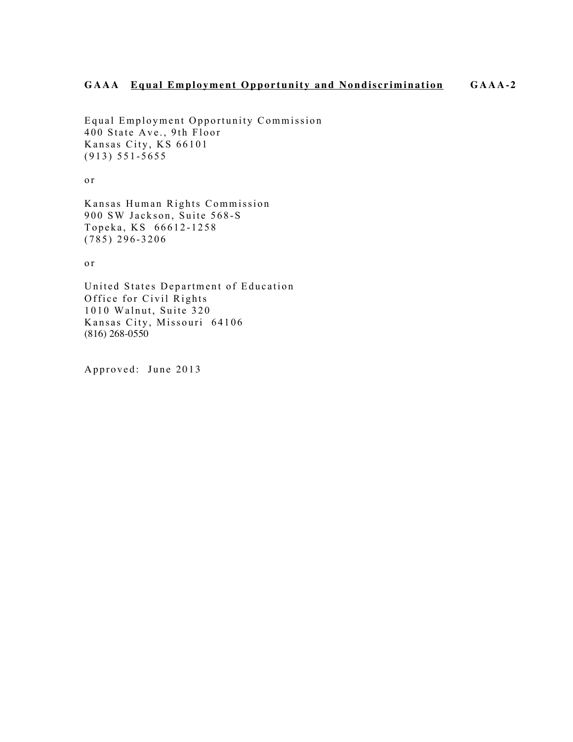Equal Employment Opportunity Commission
400 State Ave., 9th Floor
Kansas City, KS 66101
(913) 551-5655

or

Kansas Human Rights Commission
900 SW Jackson, Suite 568-S
Topeka, KS 66612-1258
(785) 296-3206

or

United States Department of Education
Office for Civil Rights
1010 Walnut, Suite 320
Kansas City, Missouri 64106
(816) 268-0550

Approved: June 2013